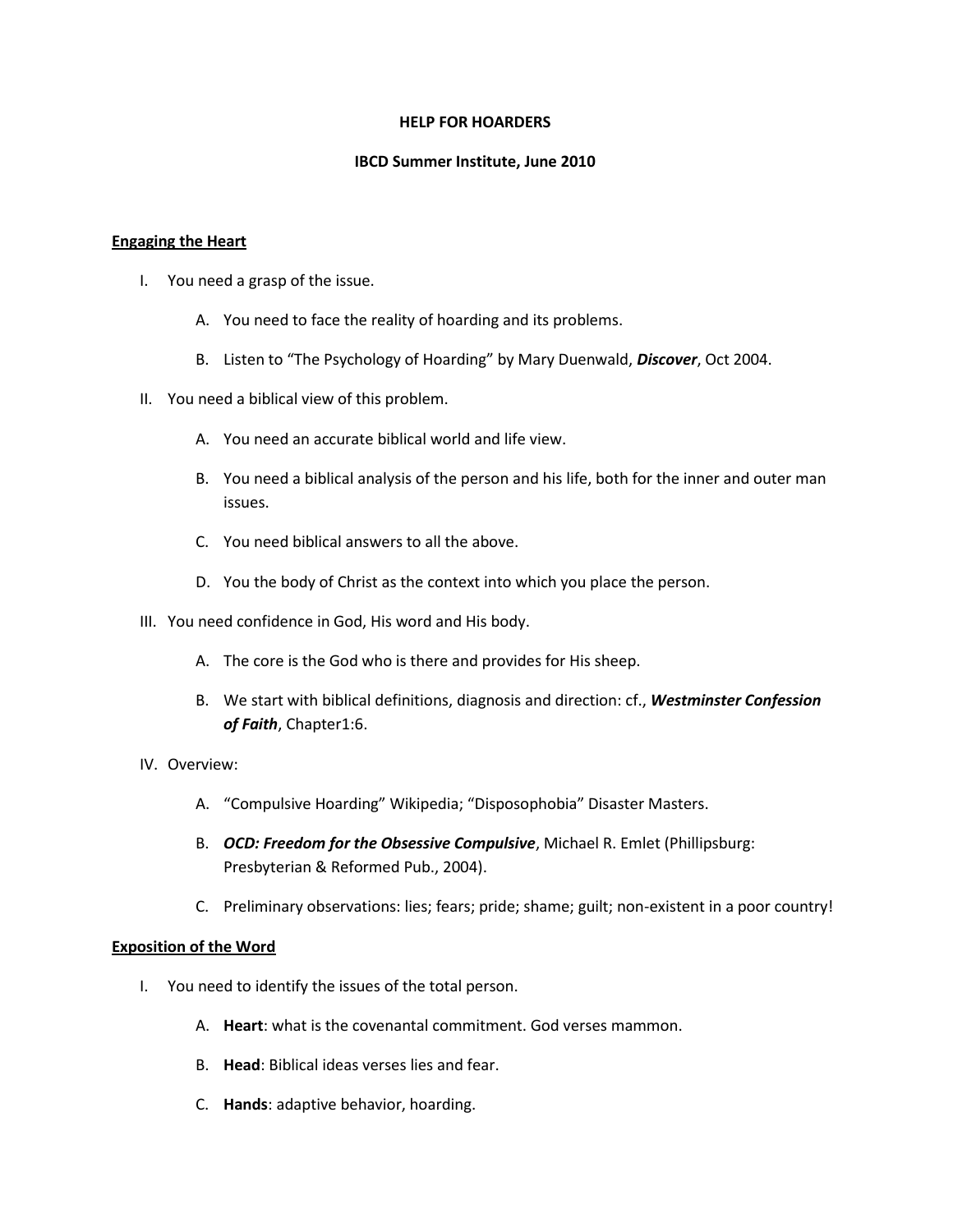**HELP FOR HOARDERS**

**IBCD Summer Institute, June 2010**

## Engaging the Heart

I. You need a grasp of the issue.

   A. You need to face the reality of hoarding and its problems.

   B. Listen to "The Psychology of Hoarding" by Mary Duenwald, ***Discover***, Oct 2004.

II. You need a biblical view of this problem.

   A. You need an accurate biblical world and life view.

   B. You need a biblical analysis of the person and his life, both for the inner and outer man issues.

   C. You need biblical answers to all the above.

   D. You the body of Christ as the context into which you place the person.

III. You need confidence in God, His word and His body.

   A. The core is the God who is there and provides for His sheep.

   B. We start with biblical definitions, diagnosis and direction: cf., ***Westminster Confession of Faith***, Chapter1:6.

IV. Overview:

   A. "Compulsive Hoarding" Wikipedia; "Disposophobia" Disaster Masters.

   B. ***OCD: Freedom for the Obsessive Compulsive***, Michael R. Emlet (Phillipsburg: Presbyterian & Reformed Pub., 2004).

   C. Preliminary observations: lies; fears; pride; shame; guilt; non-existent in a poor country!

## Exposition of the Word

I. You need to identify the issues of the total person.

   A. **Heart**: what is the covenantal commitment. God verses mammon.

   B. **Head**: Biblical ideas verses lies and fear.

   C. **Hands**: adaptive behavior, hoarding.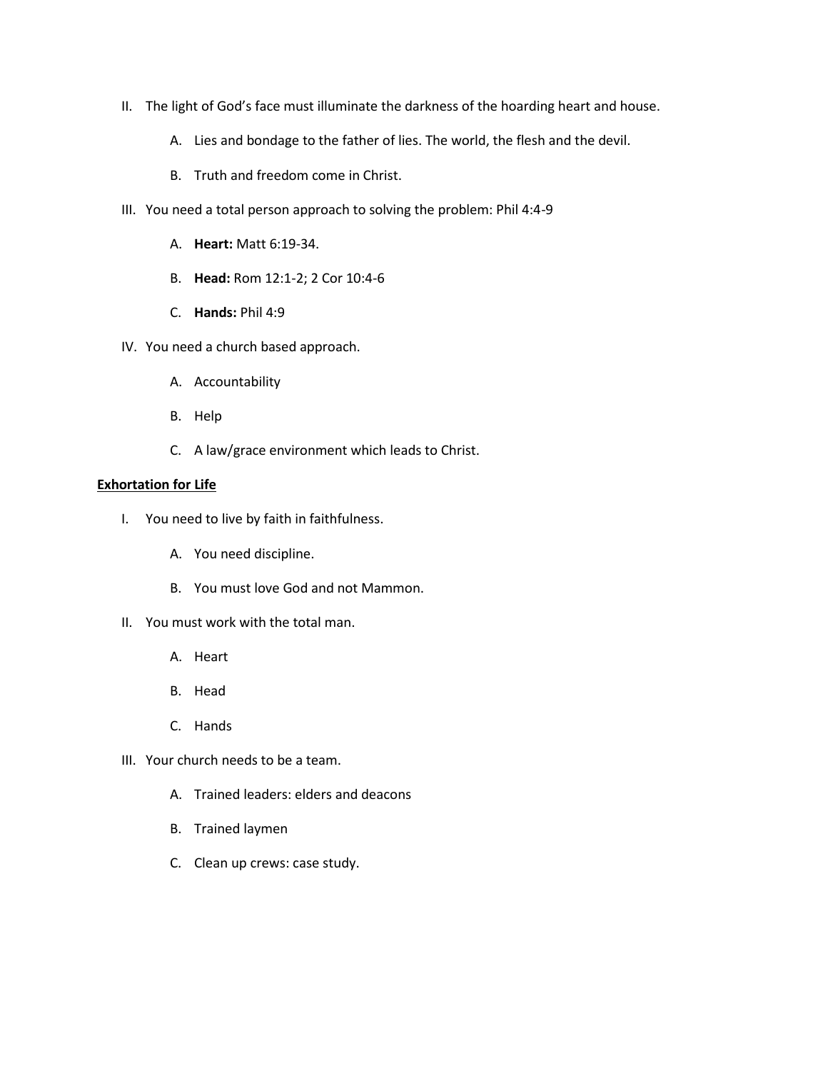II. The light of God's face must illuminate the darkness of the hoarding heart and house.

    A. Lies and bondage to the father of lies. The world, the flesh and the devil.

    B. Truth and freedom come in Christ.

III. You need a total person approach to solving the problem: Phil 4:4-9

    A. **Heart:** Matt 6:19-34.

    B. **Head:** Rom 12:1-2; 2 Cor 10:4-6

    C. **Hands:** Phil 4:9

IV. You need a church based approach.

    A. Accountability

    B. Help

    C. A law/grace environment which leads to Christ.

**<u>Exhortation for Life</u>**

I. You need to live by faith in faithfulness.

    A. You need discipline.

    B. You must love God and not Mammon.

II. You must work with the total man.

    A. Heart

    B. Head

    C. Hands

III. Your church needs to be a team.

    A. Trained leaders: elders and deacons

    B. Trained laymen

    C. Clean up crews: case study.